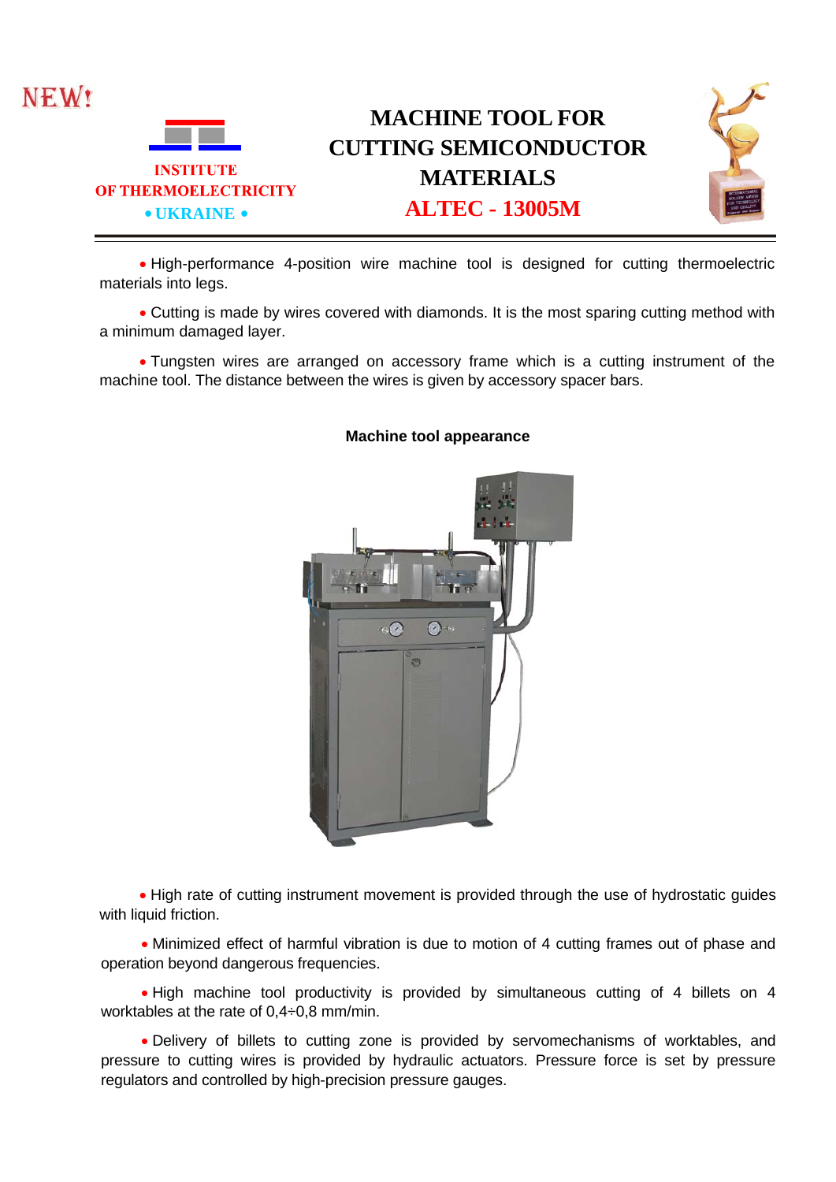NEW!

INSTITUTE
OF THERMOELECTRICITY
• UKRAINE •

# MACHINE TOOL FOR CUTTING SEMICONDUCTOR MATERIALS

## ALTEC - 13005M

- High-performance 4-position wire machine tool is designed for cutting thermoelectric materials into legs.
- Cutting is made by wires covered with diamonds. It is the most sparing cutting method with a minimum damaged layer.
- Tungsten wires are arranged on accessory frame which is a cutting instrument of the machine tool. The distance between the wires is given by accessory spacer bars.

**Machine tool appearance**

- High rate of cutting instrument movement is provided through the use of hydrostatic guides with liquid friction.
- Minimized effect of harmful vibration is due to motion of 4 cutting frames out of phase and operation beyond dangerous frequencies.
- High machine tool productivity is provided by simultaneous cutting of 4 billets on 4 worktables at the rate of 0,4÷0,8 mm/min.
- Delivery of billets to cutting zone is provided by servomechanisms of worktables, and pressure to cutting wires is provided by hydraulic actuators. Pressure force is set by pressure regulators and controlled by high-precision pressure gauges.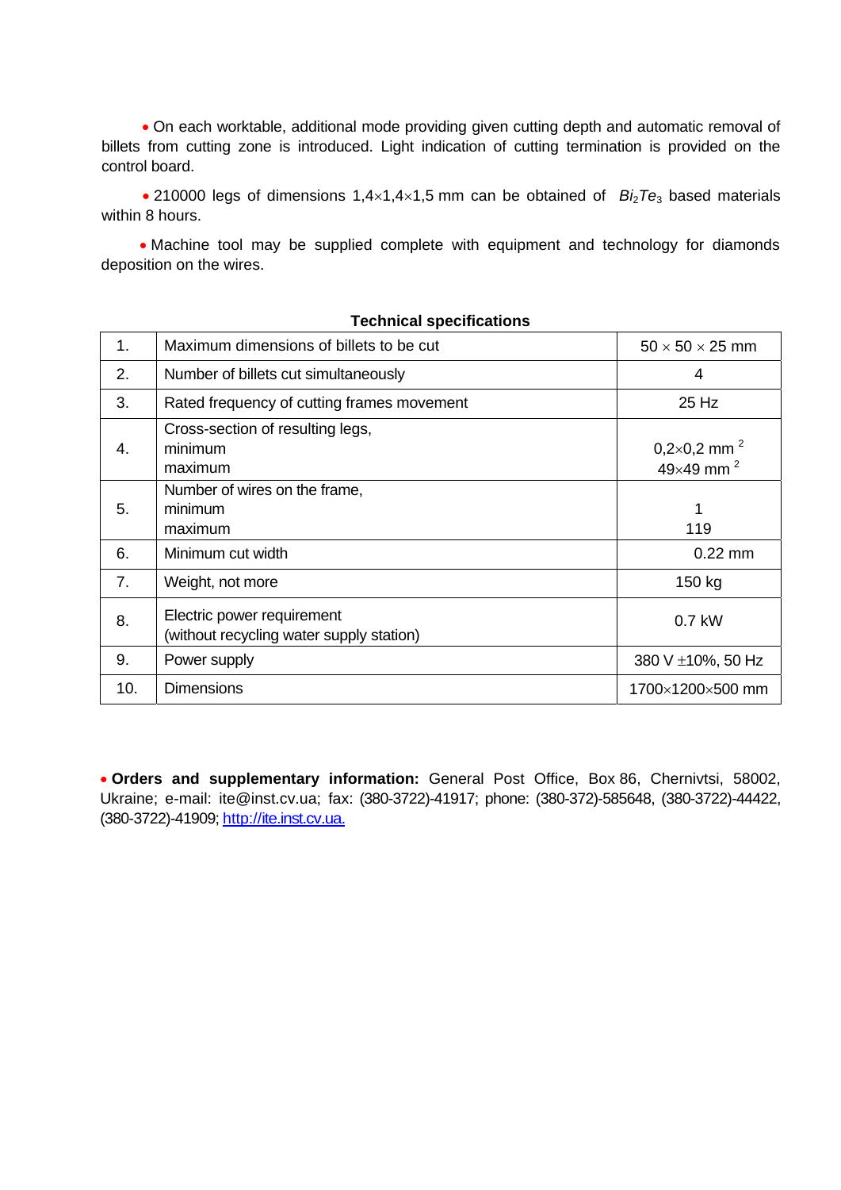- On each worktable, additional mode providing given cutting depth and automatic removal of billets from cutting zone is introduced. Light indication of cutting termination is provided on the control board.

- 210000 legs of dimensions 1,4×1,4×1,5 mm can be obtained of $Bi_2Te_3$ based materials within 8 hours.

- Machine tool may be supplied complete with equipment and technology for diamonds deposition on the wires.

**Technical specifications**

| | | |
|---|---|---|
| 1. | Maximum dimensions of billets to be cut | 50 × 50 × 25 mm |
| 2. | Number of billets cut simultaneously | 4 |
| 3. | Rated frequency of cutting frames movement | 25 Hz |
| 4. | Cross-section of resulting legs,<br>minimum<br>maximum | <br>0,2×0,2 $mm^2$<br>49×49 $mm^2$ |
| 5. | Number of wires on the frame,<br>minimum<br>maximum | <br>1<br>119 |
| 6. | Minimum cut width | 0.22 mm |
| 7. | Weight, not more | 150 kg |
| 8. | Electric power requirement<br>(without recycling water supply station) | 0.7 kW |
| 9. | Power supply | 380 V ±10%, 50 Hz |
| 10. | Dimensions | 1700×1200×500 mm |

- **Orders and supplementary information:** General Post Office, Box 86, Chernivtsi, 58002, Ukraine; e-mail: ite@inst.cv.ua; fax: (380-3722)-41917; phone: (380-372)-585648, (380-3722)-44422, (380-3722)-41909; http://ite.inst.cv.ua.